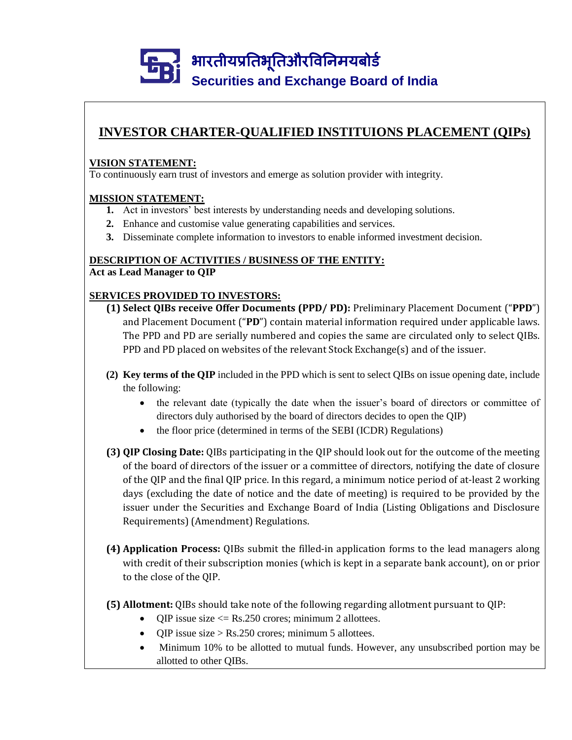भारतीयप्रतिभूतिऔरविनिमयबोर्ड

**Securities and Exchange Board of India**

# INVESTOR CHARTER-QUALIFIED INSTITUIONS PLACEMENT (QIPs)

## VISION STATEMENT:

To continuously earn trust of investors and emerge as solution provider with integrity.

## MISSION STATEMENT:

1. Act in investors' best interests by understanding needs and developing solutions.
2. Enhance and customise value generating capabilities and services.
3. Disseminate complete information to investors to enable informed investment decision.

## DESCRIPTION OF ACTIVITIES / BUSINESS OF THE ENTITY:

**Act as Lead Manager to QIP**

## SERVICES PROVIDED TO INVESTORS:

**(1) Select QIBs receive Offer Documents (PPD/ PD):** Preliminary Placement Document ("**PPD**") and Placement Document ("**PD**") contain material information required under applicable laws. The PPD and PD are serially numbered and copies the same are circulated only to select QIBs. PPD and PD placed on websites of the relevant Stock Exchange(s) and of the issuer.

**(2) Key terms of the QIP** included in the PPD which is sent to select QIBs on issue opening date, include the following:

- the relevant date (typically the date when the issuer's board of directors or committee of directors duly authorised by the board of directors decides to open the QIP)
- the floor price (determined in terms of the SEBI (ICDR) Regulations)

**(3) QIP Closing Date:** QIBs participating in the QIP should look out for the outcome of the meeting of the board of directors of the issuer or a committee of directors, notifying the date of closure of the QIP and the final QIP price. In this regard, a minimum notice period of at-least 2 working days (excluding the date of notice and the date of meeting) is required to be provided by the issuer under the Securities and Exchange Board of India (Listing Obligations and Disclosure Requirements) (Amendment) Regulations.

**(4) Application Process:** QIBs submit the filled-in application forms to the lead managers along with credit of their subscription monies (which is kept in a separate bank account), on or prior to the close of the QIP.

**(5) Allotment:** QIBs should take note of the following regarding allotment pursuant to QIP:

- QIP issue size <= Rs.250 crores; minimum 2 allottees.
- QIP issue size > Rs.250 crores; minimum 5 allottees.
- Minimum 10% to be allotted to mutual funds. However, any unsubscribed portion may be allotted to other QIBs.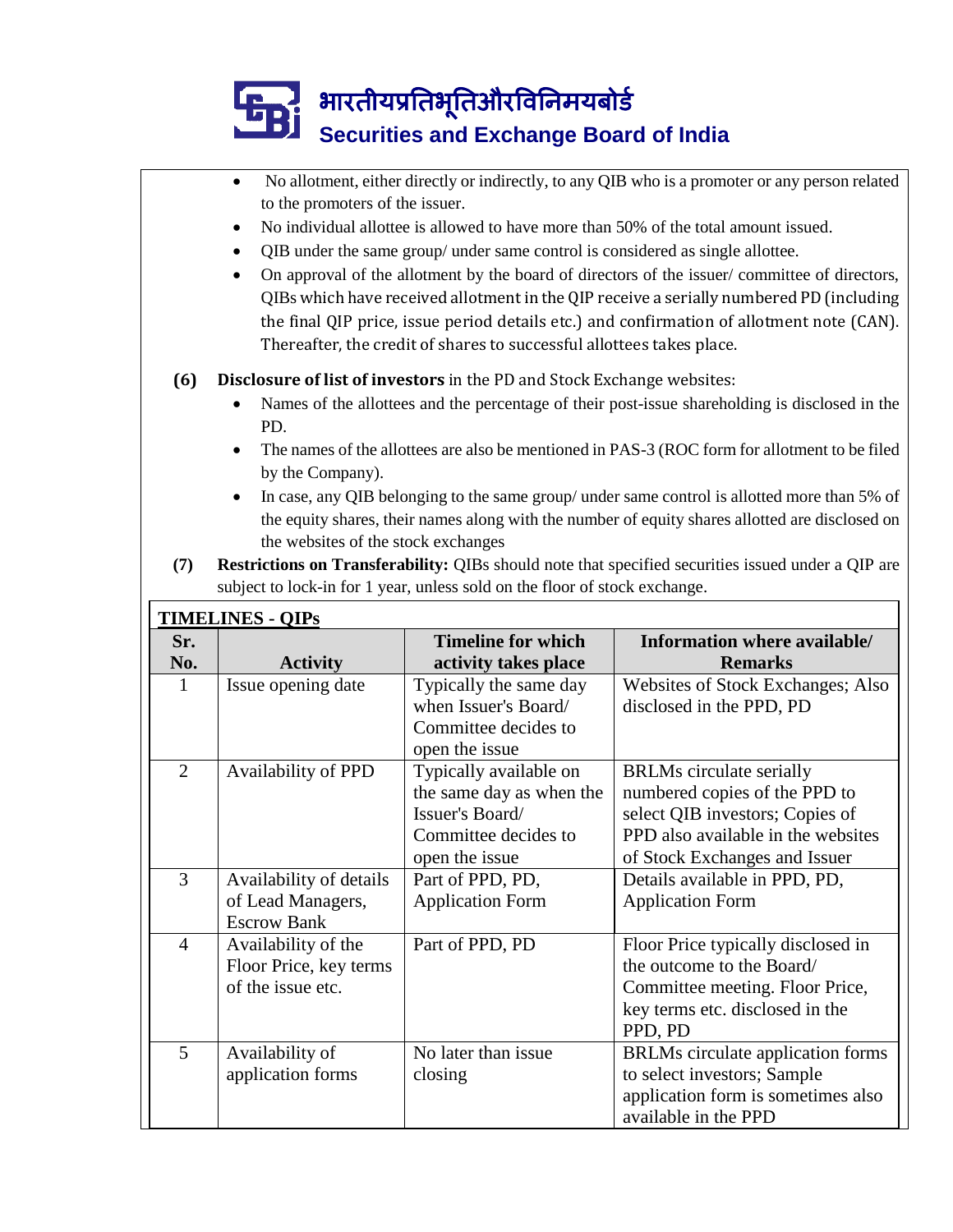- No allotment, either directly or indirectly, to any QIB who is a promoter or any person related to the promoters of the issuer.
- No individual allottee is allowed to have more than 50% of the total amount issued.
- QIB under the same group/ under same control is considered as single allottee.
- On approval of the allotment by the board of directors of the issuer/ committee of directors, QIBs which have received allotment in the QIP receive a serially numbered PD (including the final QIP price, issue period details etc.) and confirmation of allotment note (CAN). Thereafter, the credit of shares to successful allottees takes place.

**(6)** **Disclosure of list of investors** in the PD and Stock Exchange websites:

- Names of the allottees and the percentage of their post-issue shareholding is disclosed in the PD.
- The names of the allottees are also be mentioned in PAS-3 (ROC form for allotment to be filed by the Company).
- In case, any QIB belonging to the same group/ under same control is allotted more than 5% of the equity shares, their names along with the number of equity shares allotted are disclosed on the websites of the stock exchanges

**(7)** **Restrictions on Transferability:** QIBs should note that specified securities issued under a QIP are subject to lock-in for 1 year, unless sold on the floor of stock exchange.

**TIMELINES - QIPs**

| Sr. No. | Activity | Timeline for which activity takes place | Information where available/ Remarks |
|---|---|---|---|
| 1 | Issue opening date | Typically the same day when Issuer's Board/ Committee decides to open the issue | Websites of Stock Exchanges; Also disclosed in the PPD, PD |
| 2 | Availability of PPD | Typically available on the same day as when the Issuer's Board/ Committee decides to open the issue | BRLMs circulate serially numbered copies of the PPD to select QIB investors; Copies of PPD also available in the websites of Stock Exchanges and Issuer |
| 3 | Availability of details of Lead Managers, Escrow Bank | Part of PPD, PD, Application Form | Details available in PPD, PD, Application Form |
| 4 | Availability of the Floor Price, key terms of the issue etc. | Part of PPD, PD | Floor Price typically disclosed in the outcome to the Board/ Committee meeting. Floor Price, key terms etc. disclosed in the PPD, PD |
| 5 | Availability of application forms | No later than issue closing | BRLMs circulate application forms to select investors; Sample application form is sometimes also available in the PPD |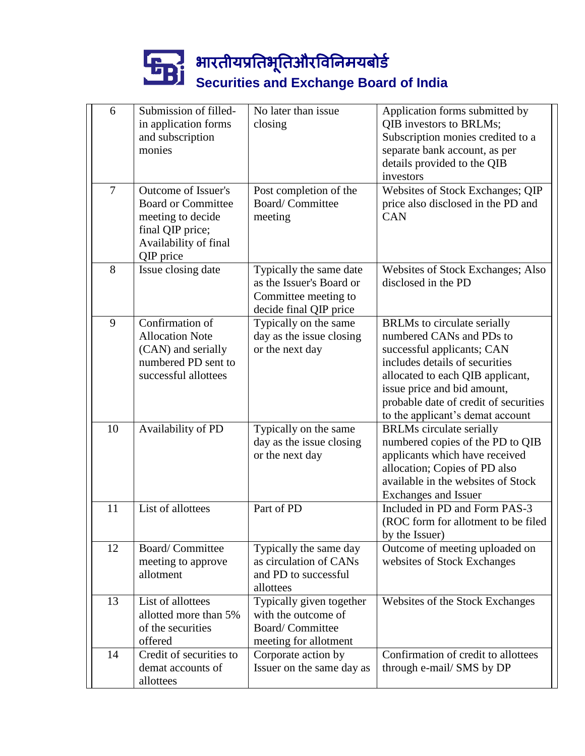| 6 | Submission of filled-in application forms and subscription monies | No later than issue closing | Application forms submitted by QIB investors to BRLMs; Subscription monies credited to a separate bank account, as per details provided to the QIB investors |
|---|---|---|---|
| 7 | Outcome of Issuer's Board or Committee meeting to decide final QIP price; Availability of final QIP price | Post completion of the Board/ Committee meeting | Websites of Stock Exchanges; QIP price also disclosed in the PD and CAN |
| 8 | Issue closing date | Typically the same date as the Issuer's Board or Committee meeting to decide final QIP price | Websites of Stock Exchanges; Also disclosed in the PD |
| 9 | Confirmation of Allocation Note (CAN) and serially numbered PD sent to successful allottees | Typically on the same day as the issue closing or the next day | BRLMs to circulate serially numbered CANs and PDs to successful applicants; CAN includes details of securities allocated to each QIB applicant, issue price and bid amount, probable date of credit of securities to the applicant's demat account |
| 10 | Availability of PD | Typically on the same day as the issue closing or the next day | BRLMs circulate serially numbered copies of the PD to QIB applicants which have received allocation; Copies of PD also available in the websites of Stock Exchanges and Issuer |
| 11 | List of allottees | Part of PD | Included in PD and Form PAS-3 (ROC form for allotment to be filed by the Issuer) |
| 12 | Board/ Committee meeting to approve allotment | Typically the same day as circulation of CANs and PD to successful allottees | Outcome of meeting uploaded on websites of Stock Exchanges |
| 13 | List of allottees allotted more than 5% of the securities offered | Typically given together with the outcome of Board/ Committee meeting for allotment | Websites of the Stock Exchanges |
| 14 | Credit of securities to demat accounts of allottees | Corporate action by Issuer on the same day as | Confirmation of credit to allottees through e-mail/ SMS by DP |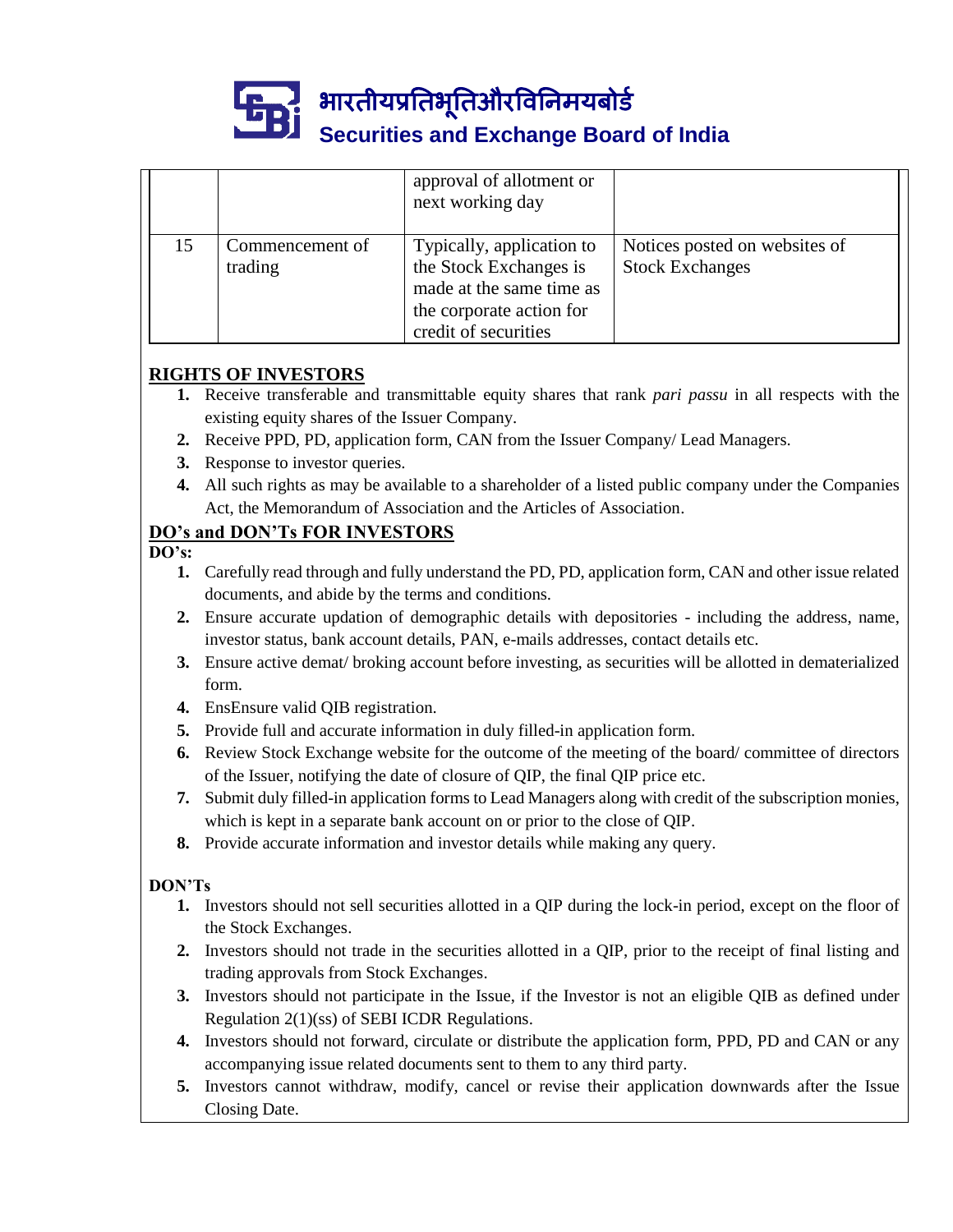|  |  | approval of allotment or next working day |  |
|---|---|---|---|
| 15 | Commencement of trading | Typically, application to the Stock Exchanges is made at the same time as the corporate action for credit of securities | Notices posted on websites of Stock Exchanges |

## RIGHTS OF INVESTORS

1. Receive transferable and transmittable equity shares that rank *pari passu* in all respects with the existing equity shares of the Issuer Company.
2. Receive PPD, PD, application form, CAN from the Issuer Company/ Lead Managers.
3. Response to investor queries.
4. All such rights as may be available to a shareholder of a listed public company under the Companies Act, the Memorandum of Association and the Articles of Association.

## DO's and DON'Ts FOR INVESTORS

**DO's:**

1. Carefully read through and fully understand the PD, PD, application form, CAN and other issue related documents, and abide by the terms and conditions.
2. Ensure accurate updation of demographic details with depositories - including the address, name, investor status, bank account details, PAN, e-mails addresses, contact details etc.
3. Ensure active demat/ broking account before investing, as securities will be allotted in dematerialized form.
4. EnsEnsure valid QIB registration.
5. Provide full and accurate information in duly filled-in application form.
6. Review Stock Exchange website for the outcome of the meeting of the board/ committee of directors of the Issuer, notifying the date of closure of QIP, the final QIP price etc.
7. Submit duly filled-in application forms to Lead Managers along with credit of the subscription monies, which is kept in a separate bank account on or prior to the close of QIP.
8. Provide accurate information and investor details while making any query.

**DON'Ts**

1. Investors should not sell securities allotted in a QIP during the lock-in period, except on the floor of the Stock Exchanges.
2. Investors should not trade in the securities allotted in a QIP, prior to the receipt of final listing and trading approvals from Stock Exchanges.
3. Investors should not participate in the Issue, if the Investor is not an eligible QIB as defined under Regulation 2(1)(ss) of SEBI ICDR Regulations.
4. Investors should not forward, circulate or distribute the application form, PPD, PD and CAN or any accompanying issue related documents sent to them to any third party.
5. Investors cannot withdraw, modify, cancel or revise their application downwards after the Issue Closing Date.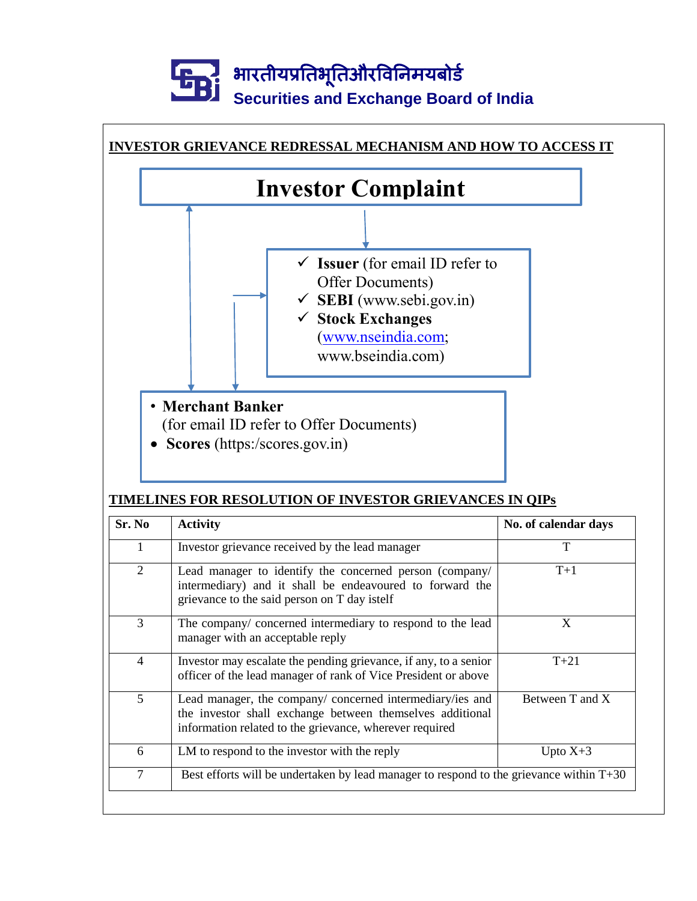भारतीयप्रतिभूतिऔरविनिमयबोर्ड

**Securities and Exchange Board of India**

## INVESTOR GRIEVANCE REDRESSAL MECHANISM AND HOW TO ACCESS IT

# Investor Complaint

- ✓ **Issuer** (for email ID refer to Offer Documents)
- ✓ **SEBI** (www.sebi.gov.in)
- ✓ **Stock Exchanges** (www.nseindia.com; www.bseindia.com)

- **Merchant Banker** (for email ID refer to Offer Documents)
- **Scores** (https:/scores.gov.in)

## TIMELINES FOR RESOLUTION OF INVESTOR GRIEVANCES IN QIPs

| Sr. No | Activity | No. of calendar days |
|---|---|---|
| 1 | Investor grievance received by the lead manager | T |
| 2 | Lead manager to identify the concerned person (company/ intermediary) and it shall be endeavoured to forward the grievance to the said person on T day istelf | T+1 |
| 3 | The company/ concerned intermediary to respond to the lead manager with an acceptable reply | X |
| 4 | Investor may escalate the pending grievance, if any, to a senior officer of the lead manager of rank of Vice President or above | T+21 |
| 5 | Lead manager, the company/ concerned intermediary/ies and the investor shall exchange between themselves additional information related to the grievance, wherever required | Between T and X |
| 6 | LM to respond to the investor with the reply | Upto X+3 |
| 7 | Best efforts will be undertaken by lead manager to respond to the grievance within T+30 | |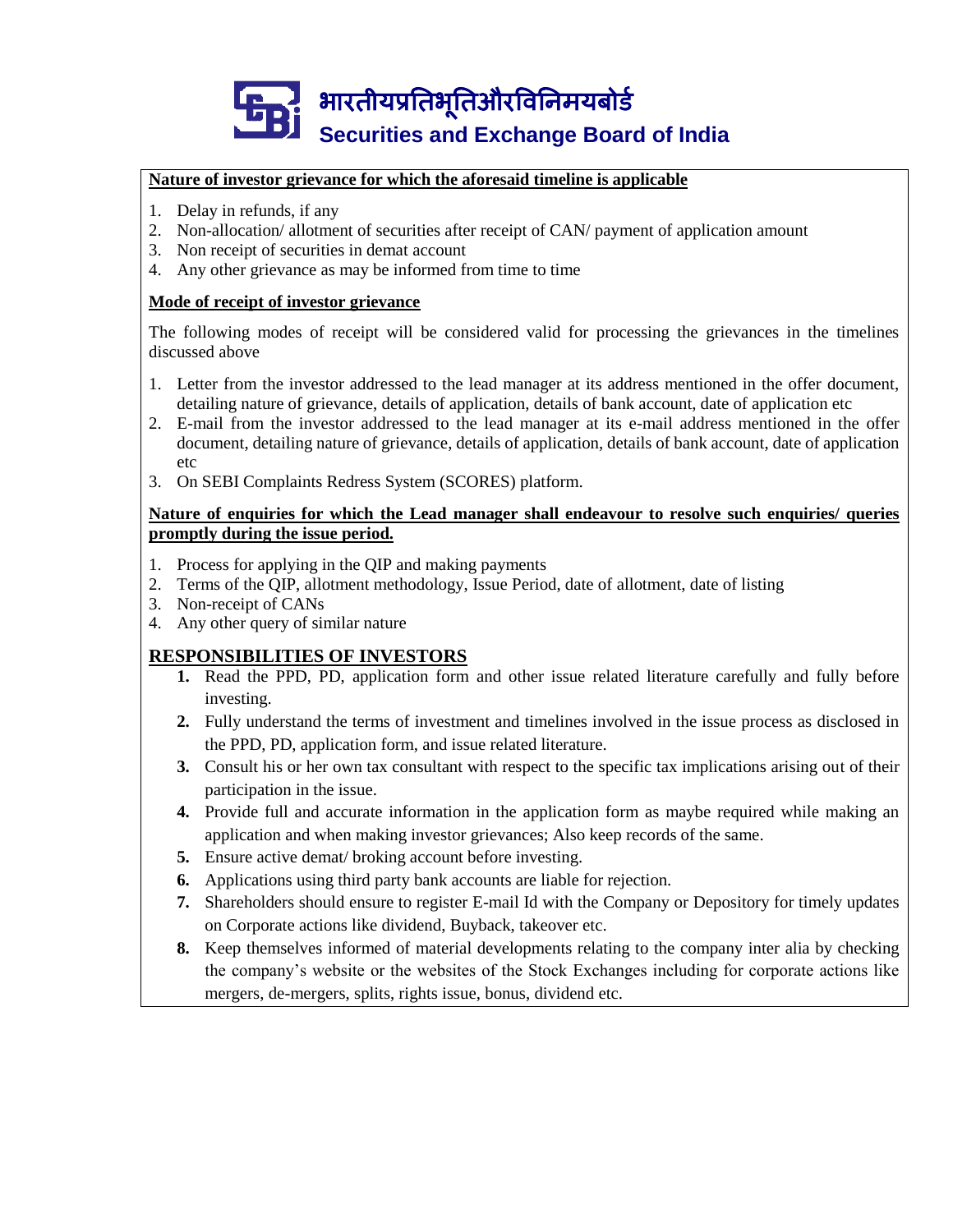**Nature of investor grievance for which the aforesaid timeline is applicable**

1. Delay in refunds, if any
2. Non-allocation/ allotment of securities after receipt of CAN/ payment of application amount
3. Non receipt of securities in demat account
4. Any other grievance as may be informed from time to time

**Mode of receipt of investor grievance**

The following modes of receipt will be considered valid for processing the grievances in the timelines discussed above

1. Letter from the investor addressed to the lead manager at its address mentioned in the offer document, detailing nature of grievance, details of application, details of bank account, date of application etc
2. E-mail from the investor addressed to the lead manager at its e-mail address mentioned in the offer document, detailing nature of grievance, details of application, details of bank account, date of application etc
3. On SEBI Complaints Redress System (SCORES) platform.

**Nature of enquiries for which the Lead manager shall endeavour to resolve such enquiries/ queries promptly during the issue period.**

1. Process for applying in the QIP and making payments
2. Terms of the QIP, allotment methodology, Issue Period, date of allotment, date of listing
3. Non-receipt of CANs
4. Any other query of similar nature

## RESPONSIBILITIES OF INVESTORS

1. Read the PPD, PD, application form and other issue related literature carefully and fully before investing.
2. Fully understand the terms of investment and timelines involved in the issue process as disclosed in the PPD, PD, application form, and issue related literature.
3. Consult his or her own tax consultant with respect to the specific tax implications arising out of their participation in the issue.
4. Provide full and accurate information in the application form as maybe required while making an application and when making investor grievances; Also keep records of the same.
5. Ensure active demat/ broking account before investing.
6. Applications using third party bank accounts are liable for rejection.
7. Shareholders should ensure to register E-mail Id with the Company or Depository for timely updates on Corporate actions like dividend, Buyback, takeover etc.
8. Keep themselves informed of material developments relating to the company inter alia by checking the company's website or the websites of the Stock Exchanges including for corporate actions like mergers, de-mergers, splits, rights issue, bonus, dividend etc.